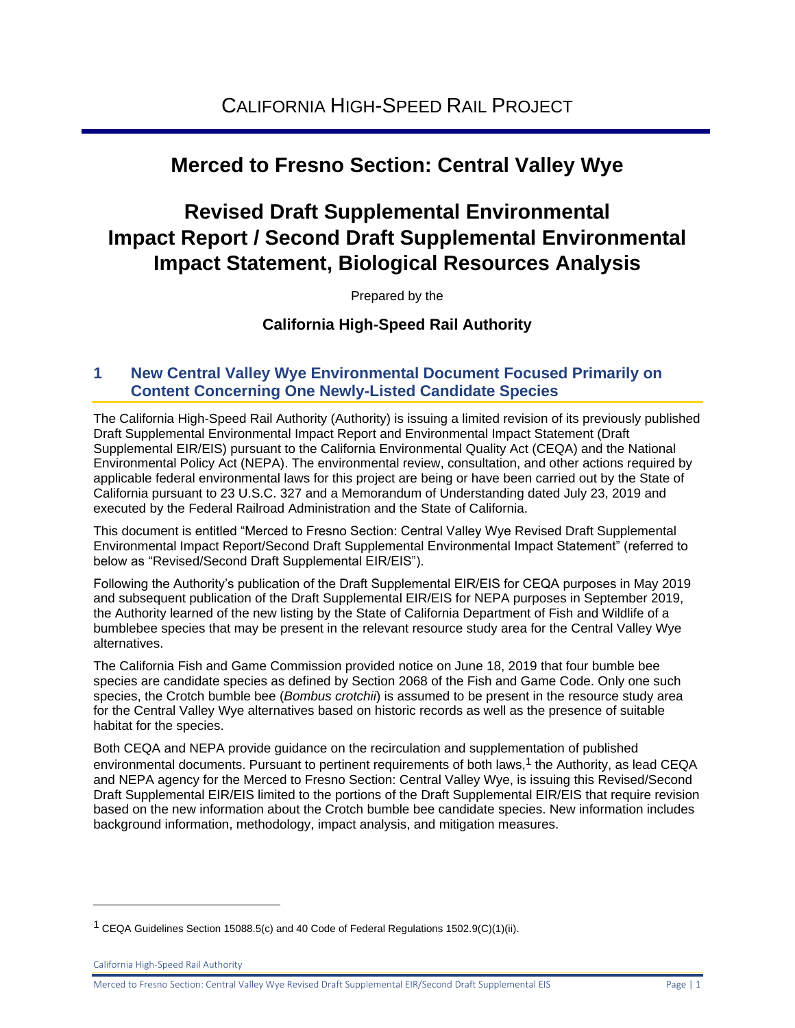# CALIFORNIA HIGH-SPEED RAIL PROJECT

## Merced to Fresno Section: Central Valley Wye

## Revised Draft Supplemental Environmental Impact Report / Second Draft Supplemental Environmental Impact Statement, Biological Resources Analysis

Prepared by the

**California High-Speed Rail Authority**

### 1 New Central Valley Wye Environmental Document Focused Primarily on Content Concerning One Newly-Listed Candidate Species

The California High-Speed Rail Authority (Authority) is issuing a limited revision of its previously published Draft Supplemental Environmental Impact Report and Environmental Impact Statement (Draft Supplemental EIR/EIS) pursuant to the California Environmental Quality Act (CEQA) and the National Environmental Policy Act (NEPA). The environmental review, consultation, and other actions required by applicable federal environmental laws for this project are being or have been carried out by the State of California pursuant to 23 U.S.C. 327 and a Memorandum of Understanding dated July 23, 2019 and executed by the Federal Railroad Administration and the State of California.

This document is entitled "Merced to Fresno Section: Central Valley Wye Revised Draft Supplemental Environmental Impact Report/Second Draft Supplemental Environmental Impact Statement" (referred to below as "Revised/Second Draft Supplemental EIR/EIS").

Following the Authority's publication of the Draft Supplemental EIR/EIS for CEQA purposes in May 2019 and subsequent publication of the Draft Supplemental EIR/EIS for NEPA purposes in September 2019, the Authority learned of the new listing by the State of California Department of Fish and Wildlife of a bumblebee species that may be present in the relevant resource study area for the Central Valley Wye alternatives.

The California Fish and Game Commission provided notice on June 18, 2019 that four bumble bee species are candidate species as defined by Section 2068 of the Fish and Game Code. Only one such species, the Crotch bumble bee (*Bombus crotchii*) is assumed to be present in the resource study area for the Central Valley Wye alternatives based on historic records as well as the presence of suitable habitat for the species.

Both CEQA and NEPA provide guidance on the recirculation and supplementation of published environmental documents. Pursuant to pertinent requirements of both laws,[1] the Authority, as lead CEQA and NEPA agency for the Merced to Fresno Section: Central Valley Wye, is issuing this Revised/Second Draft Supplemental EIR/EIS limited to the portions of the Draft Supplemental EIR/EIS that require revision based on the new information about the Crotch bumble bee candidate species. New information includes background information, methodology, impact analysis, and mitigation measures.

---

[1] CEQA Guidelines Section 15088.5(c) and 40 Code of Federal Regulations 1502.9(C)(1)(ii).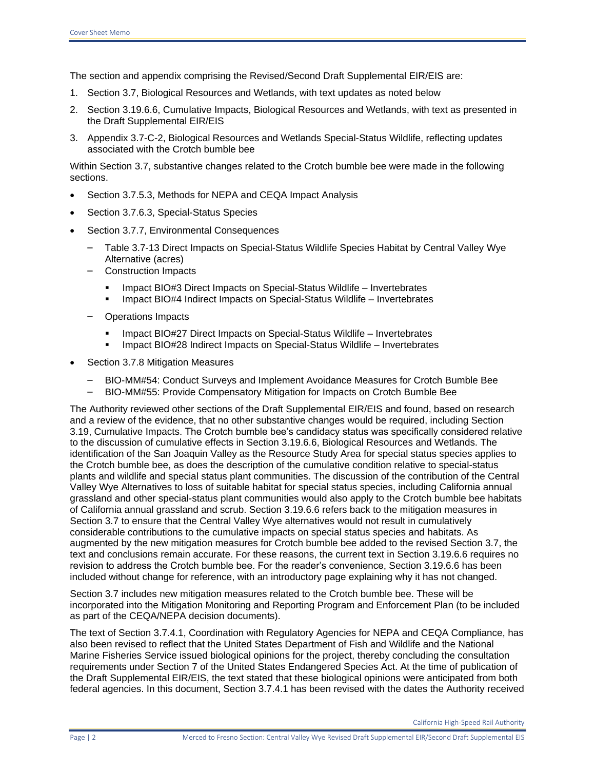The section and appendix comprising the Revised/Second Draft Supplemental EIR/EIS are:

1. Section 3.7, Biological Resources and Wetlands, with text updates as noted below
2. Section 3.19.6.6, Cumulative Impacts, Biological Resources and Wetlands, with text as presented in the Draft Supplemental EIR/EIS
3. Appendix 3.7-C-2, Biological Resources and Wetlands Special-Status Wildlife, reflecting updates associated with the Crotch bumble bee

Within Section 3.7, substantive changes related to the Crotch bumble bee were made in the following sections.

- Section 3.7.5.3, Methods for NEPA and CEQA Impact Analysis
- Section 3.7.6.3, Special-Status Species
- Section 3.7.7, Environmental Consequences
  - Table 3.7-13 Direct Impacts on Special-Status Wildlife Species Habitat by Central Valley Wye Alternative (acres)
  - Construction Impacts
    - Impact BIO#3 Direct Impacts on Special-Status Wildlife – Invertebrates
    - Impact BIO#4 Indirect Impacts on Special-Status Wildlife – Invertebrates
  - Operations Impacts
    - Impact BIO#27 Direct Impacts on Special-Status Wildlife – Invertebrates
    - Impact BIO#28 Indirect Impacts on Special-Status Wildlife – Invertebrates
- Section 3.7.8 Mitigation Measures
  - BIO-MM#54: Conduct Surveys and Implement Avoidance Measures for Crotch Bumble Bee
  - BIO-MM#55: Provide Compensatory Mitigation for Impacts on Crotch Bumble Bee

The Authority reviewed other sections of the Draft Supplemental EIR/EIS and found, based on research and a review of the evidence, that no other substantive changes would be required, including Section 3.19, Cumulative Impacts. The Crotch bumble bee's candidacy status was specifically considered relative to the discussion of cumulative effects in Section 3.19.6.6, Biological Resources and Wetlands. The identification of the San Joaquin Valley as the Resource Study Area for special status species applies to the Crotch bumble bee, as does the description of the cumulative condition relative to special-status plants and wildlife and special status plant communities. The discussion of the contribution of the Central Valley Wye Alternatives to loss of suitable habitat for special status species, including California annual grassland and other special-status plant communities would also apply to the Crotch bumble bee habitats of California annual grassland and scrub. Section 3.19.6.6 refers back to the mitigation measures in Section 3.7 to ensure that the Central Valley Wye alternatives would not result in cumulatively considerable contributions to the cumulative impacts on special status species and habitats. As augmented by the new mitigation measures for Crotch bumble bee added to the revised Section 3.7, the text and conclusions remain accurate. For these reasons, the current text in Section 3.19.6.6 requires no revision to address the Crotch bumble bee. For the reader's convenience, Section 3.19.6.6 has been included without change for reference, with an introductory page explaining why it has not changed.

Section 3.7 includes new mitigation measures related to the Crotch bumble bee. These will be incorporated into the Mitigation Monitoring and Reporting Program and Enforcement Plan (to be included as part of the CEQA/NEPA decision documents).

The text of Section 3.7.4.1, Coordination with Regulatory Agencies for NEPA and CEQA Compliance, has also been revised to reflect that the United States Department of Fish and Wildlife and the National Marine Fisheries Service issued biological opinions for the project, thereby concluding the consultation requirements under Section 7 of the United States Endangered Species Act. At the time of publication of the Draft Supplemental EIR/EIS, the text stated that these biological opinions were anticipated from both federal agencies. In this document, Section 3.7.4.1 has been revised with the dates the Authority received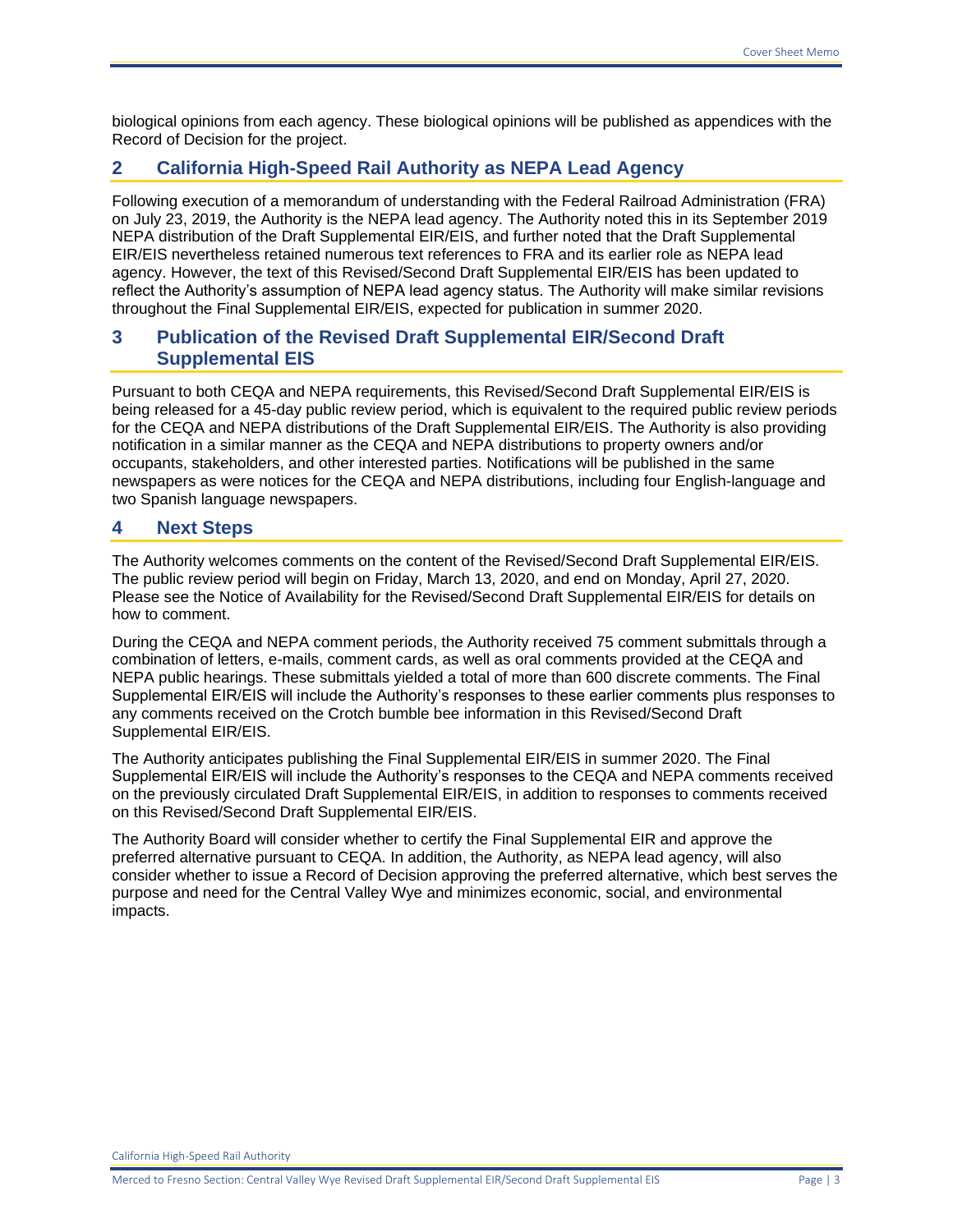biological opinions from each agency. These biological opinions will be published as appendices with the Record of Decision for the project.

## 2 California High-Speed Rail Authority as NEPA Lead Agency

Following execution of a memorandum of understanding with the Federal Railroad Administration (FRA) on July 23, 2019, the Authority is the NEPA lead agency. The Authority noted this in its September 2019 NEPA distribution of the Draft Supplemental EIR/EIS, and further noted that the Draft Supplemental EIR/EIS nevertheless retained numerous text references to FRA and its earlier role as NEPA lead agency. However, the text of this Revised/Second Draft Supplemental EIR/EIS has been updated to reflect the Authority's assumption of NEPA lead agency status. The Authority will make similar revisions throughout the Final Supplemental EIR/EIS, expected for publication in summer 2020.

## 3 Publication of the Revised Draft Supplemental EIR/Second Draft Supplemental EIS

Pursuant to both CEQA and NEPA requirements, this Revised/Second Draft Supplemental EIR/EIS is being released for a 45-day public review period, which is equivalent to the required public review periods for the CEQA and NEPA distributions of the Draft Supplemental EIR/EIS. The Authority is also providing notification in a similar manner as the CEQA and NEPA distributions to property owners and/or occupants, stakeholders, and other interested parties. Notifications will be published in the same newspapers as were notices for the CEQA and NEPA distributions, including four English-language and two Spanish language newspapers.

## 4 Next Steps

The Authority welcomes comments on the content of the Revised/Second Draft Supplemental EIR/EIS. The public review period will begin on Friday, March 13, 2020, and end on Monday, April 27, 2020. Please see the Notice of Availability for the Revised/Second Draft Supplemental EIR/EIS for details on how to comment.

During the CEQA and NEPA comment periods, the Authority received 75 comment submittals through a combination of letters, e-mails, comment cards, as well as oral comments provided at the CEQA and NEPA public hearings. These submittals yielded a total of more than 600 discrete comments. The Final Supplemental EIR/EIS will include the Authority's responses to these earlier comments plus responses to any comments received on the Crotch bumble bee information in this Revised/Second Draft Supplemental EIR/EIS.

The Authority anticipates publishing the Final Supplemental EIR/EIS in summer 2020. The Final Supplemental EIR/EIS will include the Authority's responses to the CEQA and NEPA comments received on the previously circulated Draft Supplemental EIR/EIS, in addition to responses to comments received on this Revised/Second Draft Supplemental EIR/EIS.

The Authority Board will consider whether to certify the Final Supplemental EIR and approve the preferred alternative pursuant to CEQA. In addition, the Authority, as NEPA lead agency, will also consider whether to issue a Record of Decision approving the preferred alternative, which best serves the purpose and need for the Central Valley Wye and minimizes economic, social, and environmental impacts.